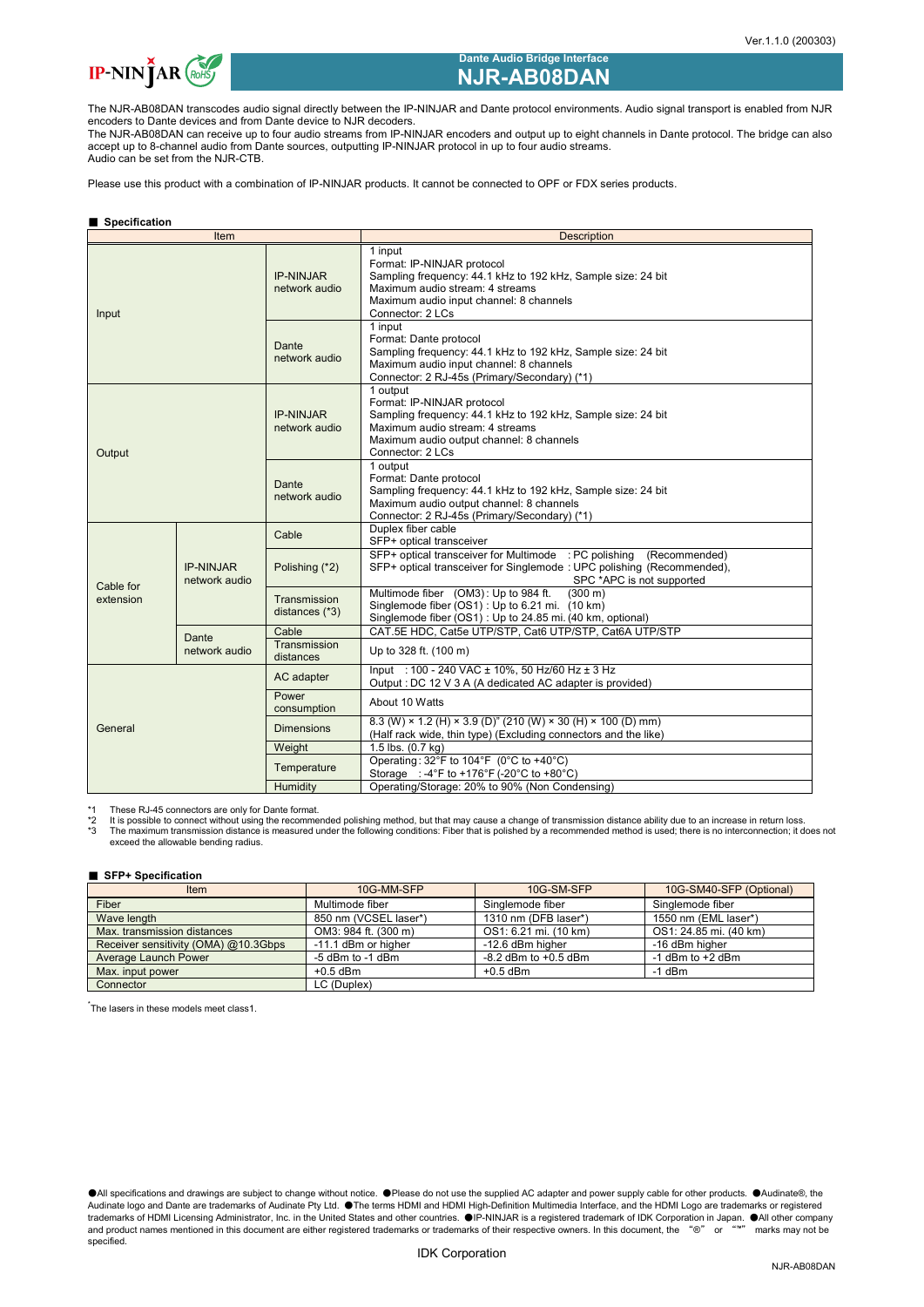Ver.1.1.0 (200303)

IP-NINJAR

# Dante Audio Bridge Interface
# NJR-AB08DAN

The NJR-AB08DAN transcodes audio signal directly between the IP-NINJAR and Dante protocol environments. Audio signal transport is enabled from NJR encoders to Dante devices and from Dante device to NJR decoders.
The NJR-AB08DAN can receive up to four audio streams from IP-NINJAR encoders and output up to eight channels in Dante protocol. The bridge can also accept up to 8-channel audio from Dante sources, outputting IP-NINJAR protocol in up to four audio streams.
Audio can be set from the NJR-CTB.

Please use this product with a combination of IP-NINJAR products. It cannot be connected to OPF or FDX series products.

## ■ Specification

| Item | | | Description |
|---|---|---|---|
| Input | | IP-NINJAR network audio | 1 input<br>Format: IP-NINJAR protocol<br>Sampling frequency: 44.1 kHz to 192 kHz, Sample size: 24 bit<br>Maximum audio stream: 4 streams<br>Maximum audio input channel: 8 channels<br>Connector: 2 LCs |
| | | Dante network audio | 1 input<br>Format: Dante protocol<br>Sampling frequency: 44.1 kHz to 192 kHz, Sample size: 24 bit<br>Maximum audio input channel: 8 channels<br>Connector: 2 RJ-45s (Primary/Secondary) (*1) |
| Output | | IP-NINJAR network audio | 1 output<br>Format: IP-NINJAR protocol<br>Sampling frequency: 44.1 kHz to 192 kHz, Sample size: 24 bit<br>Maximum audio stream: 4 streams<br>Maximum audio output channel: 8 channels<br>Connector: 2 LCs |
| | | Dante network audio | 1 output<br>Format: Dante protocol<br>Sampling frequency: 44.1 kHz to 192 kHz, Sample size: 24 bit<br>Maximum audio output channel: 8 channels<br>Connector: 2 RJ-45s (Primary/Secondary) (*1) |
| Cable for extension | IP-NINJAR network audio | Cable | Duplex fiber cable<br>SFP+ optical transceiver |
| | | Polishing (*2) | SFP+ optical transceiver for Multimode : PC polishing (Recommended)<br>SFP+ optical transceiver for Singlemode : UPC polishing (Recommended),<br>SPC *APC is not supported |
| | | Transmission distances (*3) | Multimode fiber (OM3) : Up to 984 ft. (300 m)<br>Singlemode fiber (OS1) : Up to 6.21 mi. (10 km)<br>Singlemode fiber (OS1) : Up to 24.85 mi. (40 km, optional) |
| | Dante network audio | Cable | CAT.5E HDC, Cat5e UTP/STP, Cat6 UTP/STP, Cat6A UTP/STP |
| | | Transmission distances | Up to 328 ft. (100 m) |
| General | | AC adapter | Input : 100 - 240 VAC ± 10%, 50 Hz/60 Hz ± 3 Hz<br>Output : DC 12 V 3 A (A dedicated AC adapter is provided) |
| | | Power consumption | About 10 Watts |
| | | Dimensions | 8.3 (W) × 1.2 (H) × 3.9 (D)" (210 (W) × 30 (H) × 100 (D) mm)<br>(Half rack wide, thin type) (Excluding connectors and the like) |
| | | Weight | 1.5 lbs. (0.7 kg) |
| | | Temperature | Operating: 32°F to 104°F (0°C to +40°C)<br>Storage : -4°F to +176°F (-20°C to +80°C) |
| | | Humidity | Operating/Storage: 20% to 90% (Non Condensing) |

*1 These RJ-45 connectors are only for Dante format.
*2 It is possible to connect without using the recommended polishing method, but that may cause a change of transmission distance ability due to an increase in return loss.
*3 The maximum transmission distance is measured under the following conditions: Fiber that is polished by a recommended method is used; there is no interconnection; it does not exceed the allowable bending radius.

## ■ SFP+ Specification

| Item | 10G-MM-SFP | 10G-SM-SFP | 10G-SM40-SFP (Optional) |
|---|---|---|---|
| Fiber | Multimode fiber | Singlemode fiber | Singlemode fiber |
| Wave length | 850 nm (VCSEL laser*) | 1310 nm (DFB laser*) | 1550 nm (EML laser*) |
| Max. transmission distances | OM3: 984 ft. (300 m) | OS1: 6.21 mi. (10 km) | OS1: 24.85 mi. (40 km) |
| Receiver sensitivity (OMA) @10.3Gbps | -11.1 dBm or higher | -12.6 dBm higher | -16 dBm higher |
| Average Launch Power | -5 dBm to -1 dBm | -8.2 dBm to +0.5 dBm | -1 dBm to +2 dBm |
| Max. input power | +0.5 dBm | +0.5 dBm | -1 dBm |
| Connector | LC (Duplex) | | |

*The lasers in these models meet class1.

●All specifications and drawings are subject to change without notice. ●Please do not use the supplied AC adapter and power supply cable for other products. ●Audinate®, the Audinate logo and Dante are trademarks of Audinate Pty Ltd. ●The terms HDMI and HDMI High-Definition Multimedia Interface, and the HDMI Logo are trademarks or registered trademarks of HDMI Licensing Administrator, Inc. in the United States and other countries. ●IP-NINJAR is a registered trademark of IDK Corporation in Japan. ●All other company and product names mentioned in this document are either registered trademarks or trademarks of their respective owners. In this document, the "®" or "™" marks may not be specified.

IDK Corporation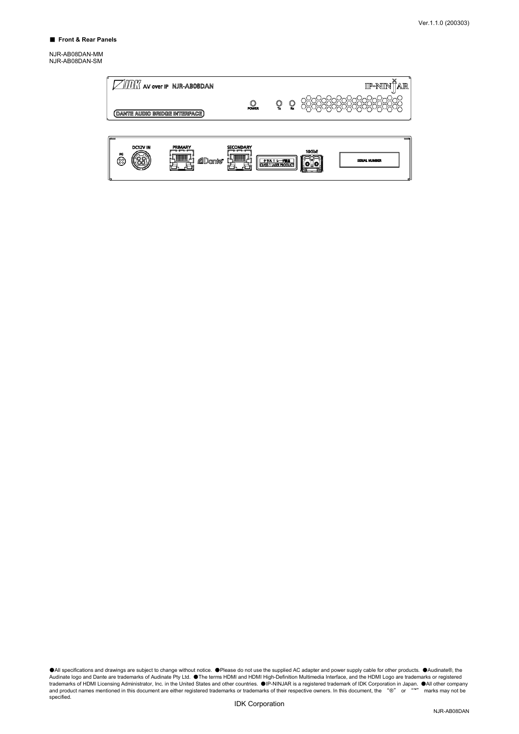■ **Front & Rear Panels**

NJR-AB08DAN-MM
NJR-AB08DAN-SM

●All specifications and drawings are subject to change without notice. ●Please do not use the supplied AC adapter and power supply cable for other products. ●Audinate®, the Audinate logo and Dante are trademarks of Audinate Pty Ltd. ●The terms HDMI and HDMI High-Definition Multimedia Interface, and the HDMI Logo are trademarks or registered trademarks of HDMI Licensing Administrator, Inc. in the United States and other countries. ●IP-NINJAR is a registered trademark of IDK Corporation in Japan. ●All other company and product names mentioned in this document are either registered trademarks or trademarks of their respective owners. In this document, the "®" or "™" marks may not be specified.

IDK Corporation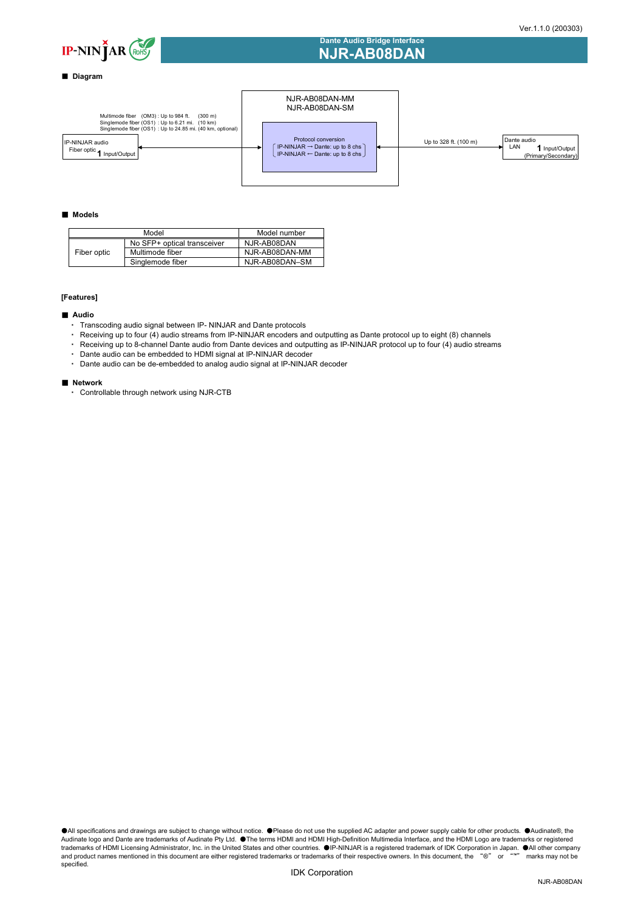Ver.1.1.0 (200303)

IP-NINJAR

## Dante Audio Bridge Interface
# NJR-AB08DAN

■ **Diagram**

NJR-AB08DAN-MM
NJR-AB08DAN-SM

Multimode fiber (OM3) : Up to 984 ft. (300 m)
Singlemode fiber (OS1) : Up to 6.21 mi. (10 km)
Singlemode fiber (OS1) : Up to 24.85 mi. (40 km, optional)

IP-NINJAR audio
Fiber optic 1 Input/Output

Protocol conversion
IP-NINJAR → Dante: up to 8 chs
IP-NINJAR ← Dante: up to 8 chs

Up to 328 ft. (100 m)

Dante audio
LAN 1 Input/Output
(Primary/Secondary)

■ **Models**

| Model | | Model number |
|---|---|---|
| Fiber optic | No SFP+ optical transceiver | NJR-AB08DAN |
| | Multimode fiber | NJR-AB08DAN-MM |
| | Singlemode fiber | NJR-AB08DAN–SM |

**[Features]**

■ **Audio**

- Transcoding audio signal between IP- NINJAR and Dante protocols
- Receiving up to four (4) audio streams from IP-NINJAR encoders and outputting as Dante protocol up to eight (8) channels
- Receiving up to 8-channel Dante audio from Dante devices and outputting as IP-NINJAR protocol up to four (4) audio streams
- Dante audio can be embedded to HDMI signal at IP-NINJAR decoder
- Dante audio can be de-embedded to analog audio signal at IP-NINJAR decoder

■ **Network**

- Controllable through network using NJR-CTB

●All specifications and drawings are subject to change without notice. ●Please do not use the supplied AC adapter and power supply cable for other products. ●Audinate®, the Audinate logo and Dante are trademarks of Audinate Pty Ltd. ●The terms HDMI and HDMI High-Definition Multimedia Interface, and the HDMI Logo are trademarks or registered trademarks of HDMI Licensing Administrator, Inc. in the United States and other countries. ●IP-NINJAR is a registered trademark of IDK Corporation in Japan. ●All other company and product names mentioned in this document are either registered trademarks or trademarks of their respective owners. In this document, the "®" or "™" marks may not be specified.

IDK Corporation